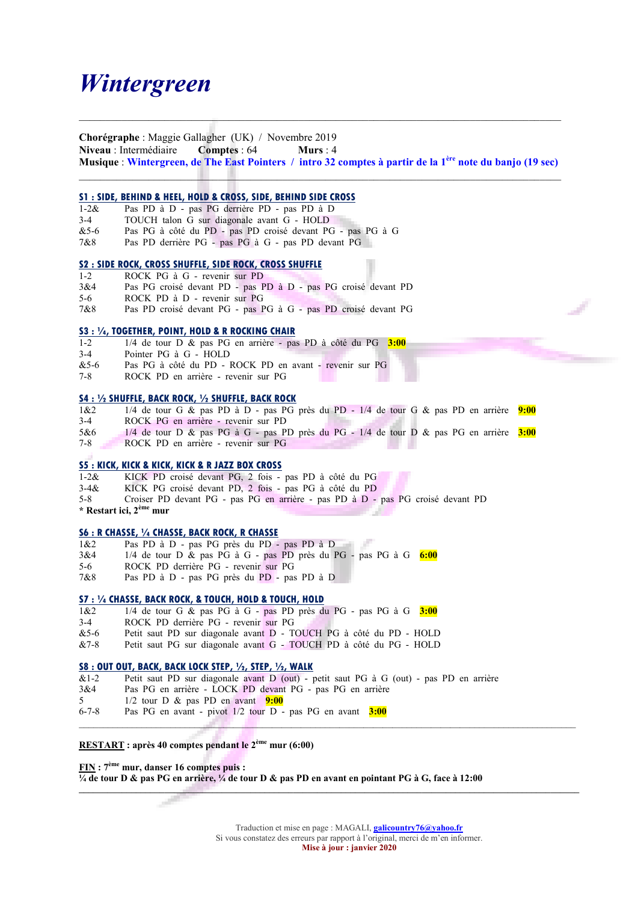# *Wintergreen*

---

**Chorégraphe** : Maggie Gallagher (UK) / Novembre 2019
**Niveau** : Intermédiaire **Comptes** : 64 **Murs** : 4
**Musique** : **Wintergreen, de The East Pointers / intro 32 comptes à partir de la 1ère note du banjo (19 sec)**

---

## S1 : SIDE, BEHIND & HEEL, HOLD & CROSS, SIDE, BEHIND SIDE CROSS

| | |
|---|---|
| 1-2& | Pas PD à D - pas PG derrière PD - pas PD à D |
| 3-4 | TOUCH talon G sur diagonale avant G - HOLD |
| &5-6 | Pas PG à côté du PD - pas PD croisé devant PG - pas PG à G |
| 7&8 | Pas PD derrière PG - pas PG à G - pas PD devant PG |

## S2 : SIDE ROCK, CROSS SHUFFLE, SIDE ROCK, CROSS SHUFFLE

| | |
|---|---|
| 1-2 | ROCK PG à G - revenir sur PD |
| 3&4 | Pas PG croisé devant PD - pas PD à D - pas PG croisé devant PD |
| 5-6 | ROCK PD à D - revenir sur PG |
| 7&8 | Pas PD croisé devant PG - pas PG à G - pas PD croisé devant PG |

## S3 : ¼, TOGETHER, POINT, HOLD & R ROCKING CHAIR

| | |
|---|---|
| 1-2 | 1/4 de tour D & pas PG en arrière - pas PD à côté du PG **3:00** |
| 3-4 | Pointer PG à G - HOLD |
| &5-6 | Pas PG à côté du PD - ROCK PD en avant - revenir sur PG |
| 7-8 | ROCK PD en arrière - revenir sur PG |

## S4 : ½ SHUFFLE, BACK ROCK, ½ SHUFFLE, BACK ROCK

| | |
|---|---|
| 1&2 | 1/4 de tour G & pas PD à D - pas PG près du PD - 1/4 de tour G & pas PD en arrière **9:00** |
| 3-4 | ROCK PG en arrière - revenir sur PD |
| 5&6 | 1/4 de tour D & pas PG à G - pas PD près du PG - 1/4 de tour D & pas PG en arrière **3:00** |
| 7-8 | ROCK PD en arrière - revenir sur PG |

## S5 : KICK, KICK & KICK, KICK & R JAZZ BOX CROSS

| | |
|---|---|
| 1-2& | KICK PD croisé devant PG, 2 fois - pas PD à côté du PG |
| 3-4& | KICK PG croisé devant PD, 2 fois - pas PG à côté du PD |
| 5-8 | Croiser PD devant PG - pas PG en arrière - pas PD à D - pas PG croisé devant PD |

**\* Restart ici, 2ème mur**

## S6 : R CHASSE, ¼ CHASSE, BACK ROCK, R CHASSE

| | |
|---|---|
| 1&2 | Pas PD à D - pas PG près du PD - pas PD à D |
| 3&4 | 1/4 de tour D & pas PG à G - pas PD près du PG - pas PG à G **6:00** |
| 5-6 | ROCK PD derrière PG - revenir sur PG |
| 7&8 | Pas PD à D - pas PG près du PD - pas PD à D |

## S7 : ¼ CHASSE, BACK ROCK, & TOUCH, HOLD & TOUCH, HOLD

| | |
|---|---|
| 1&2 | 1/4 de tour G & pas PG à G - pas PD près du PG - pas PG à G **3:00** |
| 3-4 | ROCK PD derrière PG - revenir sur PG |
| &5-6 | Petit saut PD sur diagonale avant D - TOUCH PG à côté du PD - HOLD |
| &7-8 | Petit saut PG sur diagonale avant G - TOUCH PD à côté du PG - HOLD |

## S8 : OUT OUT, BACK, BACK LOCK STEP, ½, STEP, ½, WALK

| | |
|---|---|
| &1-2 | Petit saut PD sur diagonale avant D (out) - petit saut PG à G (out) - pas PD en arrière |
| 3&4 | Pas PG en arrière - LOCK PD devant PG - pas PG en arrière |
| 5 | 1/2 tour D & pas PD en avant **9:00** |
| 6-7-8 | Pas PG en avant - pivot 1/2 tour D - pas PG en avant **3:00** |

---

**RESTART : après 40 comptes pendant le 2ème mur (6:00)**

**FIN : 7ème mur, danser 16 comptes puis :**
**¼ de tour D & pas PG en arrière, ¼ de tour D & pas PD en avant en pointant PG à G, face à 12:00**

---

Traduction et mise en page : MAGALI, galicountry76@yahoo.fr
Si vous constatez des erreurs par rapport à l'original, merci de m'en informer.
**Mise à jour : janvier 2020**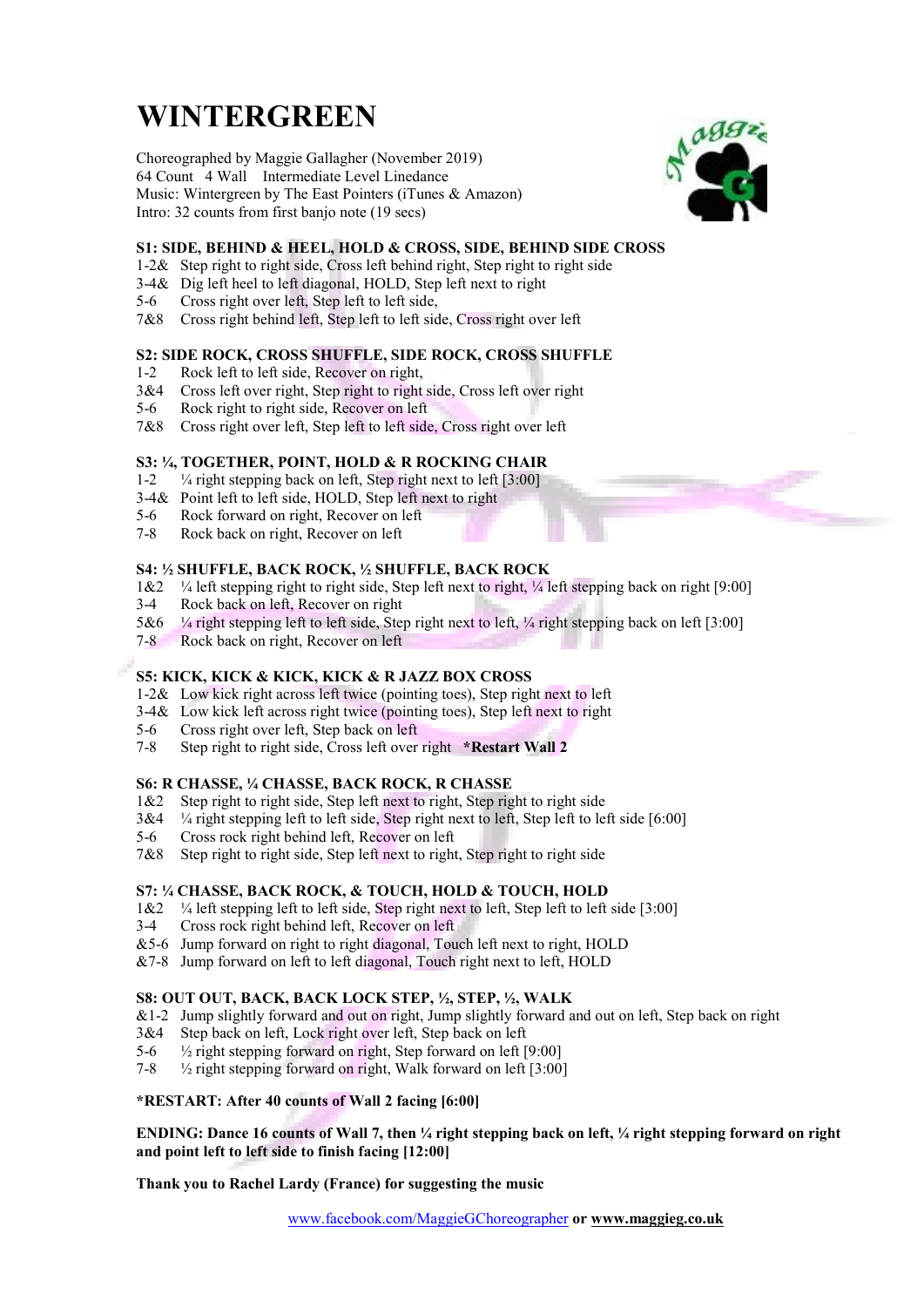# WINTERGREEN

Choreographed by Maggie Gallagher (November 2019)
64 Count 4 Wall Intermediate Level Linedance
Music: Wintergreen by The East Pointers (iTunes & Amazon)
Intro: 32 counts from first banjo note (19 secs)

**S1: SIDE, BEHIND & HEEL, HOLD & CROSS, SIDE, BEHIND SIDE CROSS**

1-2& Step right to right side, Cross left behind right, Step right to right side
3-4& Dig left heel to left diagonal, HOLD, Step left next to right
5-6 Cross right over left, Step left to left side,
7&8 Cross right behind left, Step left to left side, Cross right over left

**S2: SIDE ROCK, CROSS SHUFFLE, SIDE ROCK, CROSS SHUFFLE**

1-2 Rock left to left side, Recover on right,
3&4 Cross left over right, Step right to right side, Cross left over right
5-6 Rock right to right side, Recover on left
7&8 Cross right over left, Step left to left side, Cross right over left

**S3: ¼, TOGETHER, POINT, HOLD & R ROCKING CHAIR**

1-2 ¼ right stepping back on left, Step right next to left [3:00]
3-4& Point left to left side, HOLD, Step left next to right
5-6 Rock forward on right, Recover on left
7-8 Rock back on right, Recover on left

**S4: ½ SHUFFLE, BACK ROCK, ½ SHUFFLE, BACK ROCK**

1&2 ¼ left stepping right to right side, Step left next to right, ¼ left stepping back on right [9:00]
3-4 Rock back on left, Recover on right
5&6 ¼ right stepping left to left side, Step right next to left, ¼ right stepping back on left [3:00]
7-8 Rock back on right, Recover on left

**S5: KICK, KICK & KICK, KICK & R JAZZ BOX CROSS**

1-2& Low kick right across left twice (pointing toes), Step right next to left
3-4& Low kick left across right twice (pointing toes), Step left next to right
5-6 Cross right over left, Step back on left
7-8 Step right to right side, Cross left over right **\*Restart Wall 2**

**S6: R CHASSE, ¼ CHASSE, BACK ROCK, R CHASSE**

1&2 Step right to right side, Step left next to right, Step right to right side
3&4 ¼ right stepping left to left side, Step right next to left, Step left to left side [6:00]
5-6 Cross rock right behind left, Recover on left
7&8 Step right to right side, Step left next to right, Step right to right side

**S7: ¼ CHASSE, BACK ROCK, & TOUCH, HOLD & TOUCH, HOLD**

1&2 ¼ left stepping left to left side, Step right next to left, Step left to left side [3:00]
3-4 Cross rock right behind left, Recover on left
&5-6 Jump forward on right to right diagonal, Touch left next to right, HOLD
&7-8 Jump forward on left to left diagonal, Touch right next to left, HOLD

**S8: OUT OUT, BACK, BACK LOCK STEP, ½, STEP, ½, WALK**

&1-2 Jump slightly forward and out on right, Jump slightly forward and out on left, Step back on right
3&4 Step back on left, Lock right over left, Step back on left
5-6 ½ right stepping forward on right, Step forward on left [9:00]
7-8 ½ right stepping forward on right, Walk forward on left [3:00]

**\*RESTART: After 40 counts of Wall 2 facing [6:00]**

**ENDING: Dance 16 counts of Wall 7, then ¼ right stepping back on left, ¼ right stepping forward on right and point left to left side to finish facing [12:00]**

**Thank you to Rachel Lardy (France) for suggesting the music**

www.facebook.com/MaggieGChoreographer or **www.maggieg.co.uk**